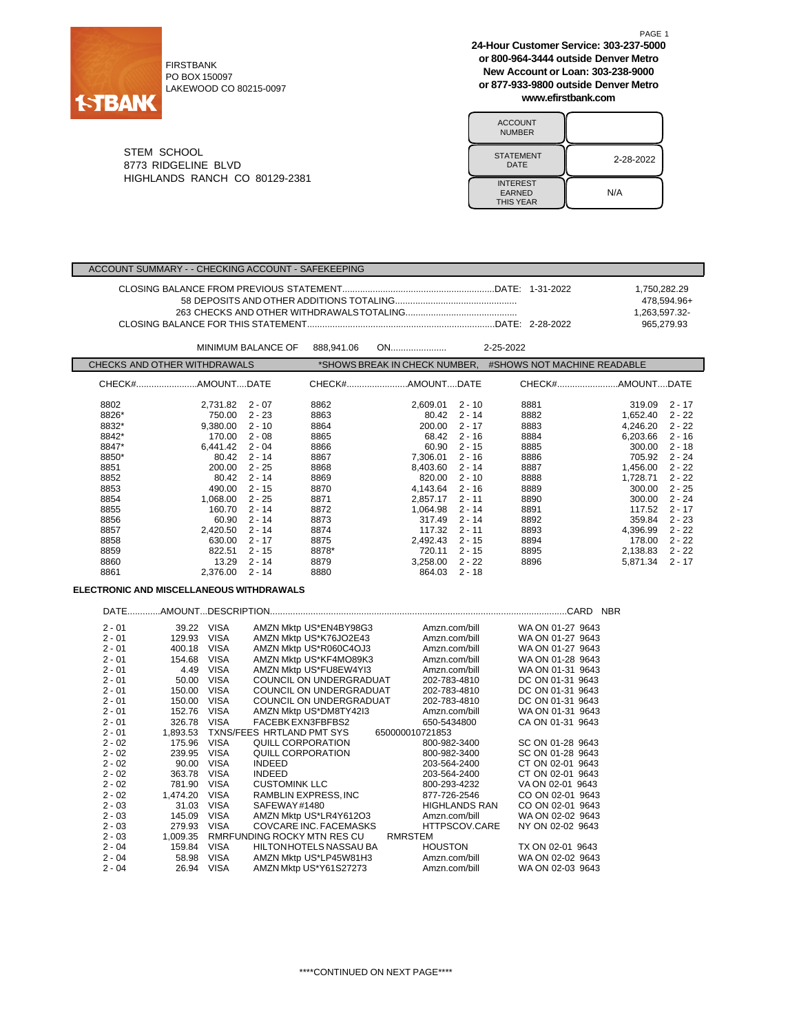FIRSTBANK
PO BOX 150097
LAKEWOOD CO 80215-0097

**24-Hour Customer Service: 303-237-5000**
**or 800-964-3444 outside Denver Metro**
**New Account or Loan: 303-238-9000**
**or 877-933-9800 outside Denver Metro**
**www.efirstbank.com**

STEM SCHOOL
8773 RIDGELINE BLVD
HIGHLANDS RANCH CO 80129-2381

| ACCOUNT NUMBER | |
|---|---|
| STATEMENT DATE | 2-28-2022 |
| INTEREST EARNED THIS YEAR | N/A |

## ACCOUNT SUMMARY - - CHECKING ACCOUNT - SAFEKEEPING

| | | |
|---|---|---|
| CLOSING BALANCE FROM PREVIOUS STATEMENT | DATE: 1-31-2022 | 1,750,282.29 |
| 58 DEPOSITS AND OTHER ADDITIONS TOTALING | | 478,594.96+ |
| 263 CHECKS AND OTHER WITHDRAWALS TOTALING | | 1,263,597.32- |
| CLOSING BALANCE FOR THIS STATEMENT | DATE: 2-28-2022 | 965,279.93 |

MINIMUM BALANCE OF 888,941.06 ON 2-25-2022

## CHECKS AND OTHER WITHDRAWALS

*SHOWS BREAK IN CHECK NUMBER, #SHOWS NOT MACHINE READABLE

| CHECK# | AMOUNT | DATE | CHECK# | AMOUNT | DATE | CHECK# | AMOUNT | DATE |
|---|---|---|---|---|---|---|---|---|
| 8802 | 2,731.82 | 2 - 07 | 8862 | 2,609.01 | 2 - 10 | 8881 | 319.09 | 2 - 17 |
| 8826* | 750.00 | 2 - 23 | 8863 | 80.42 | 2 - 14 | 8882 | 1,652.40 | 2 - 22 |
| 8832* | 9,380.00 | 2 - 10 | 8864 | 200.00 | 2 - 17 | 8883 | 4,246.20 | 2 - 22 |
| 8842* | 170.00 | 2 - 08 | 8865 | 68.42 | 2 - 16 | 8884 | 6,203.66 | 2 - 16 |
| 8847* | 6,441.42 | 2 - 04 | 8866 | 60.90 | 2 - 15 | 8885 | 300.00 | 2 - 18 |
| 8850* | 80.42 | 2 - 14 | 8867 | 7,306.01 | 2 - 16 | 8886 | 705.92 | 2 - 24 |
| 8851 | 200.00 | 2 - 25 | 8868 | 8,403.60 | 2 - 14 | 8887 | 1,456.00 | 2 - 22 |
| 8852 | 80.42 | 2 - 14 | 8869 | 820.00 | 2 - 10 | 8888 | 1,728.71 | 2 - 22 |
| 8853 | 490.00 | 2 - 15 | 8870 | 4,143.64 | 2 - 16 | 8889 | 300.00 | 2 - 25 |
| 8854 | 1,068.00 | 2 - 25 | 8871 | 2,857.17 | 2 - 11 | 8890 | 300.00 | 2 - 24 |
| 8855 | 160.70 | 2 - 14 | 8872 | 1,064.98 | 2 - 14 | 8891 | 117.52 | 2 - 17 |
| 8856 | 60.90 | 2 - 14 | 8873 | 317.49 | 2 - 14 | 8892 | 359.84 | 2 - 23 |
| 8857 | 2,420.50 | 2 - 14 | 8874 | 117.32 | 2 - 11 | 8893 | 4,396.99 | 2 - 22 |
| 8858 | 630.00 | 2 - 17 | 8875 | 2,492.43 | 2 - 15 | 8894 | 178.00 | 2 - 22 |
| 8859 | 822.51 | 2 - 15 | 8878* | 720.11 | 2 - 15 | 8895 | 2,138.83 | 2 - 22 |
| 8860 | 13.29 | 2 - 14 | 8879 | 3,258.00 | 2 - 22 | 8896 | 5,871.34 | 2 - 17 |
| 8861 | 2,376.00 | 2 - 14 | 8880 | 864.03 | 2 - 18 | | | |

## ELECTRONIC AND MISCELLANEOUS WITHDRAWALS

| DATE | AMOUNT | DESCRIPTION | | | | CARD NBR |
|---|---|---|---|---|---|---|
| 2 - 01 | 39.22 | VISA | AMZN Mktp US*EN4BY98G3 | Amzn.com/bill | WA ON 01-27 | 9643 |
| 2 - 01 | 129.93 | VISA | AMZN Mktp US*K76JO2E43 | Amzn.com/bill | WA ON 01-27 | 9643 |
| 2 - 01 | 400.18 | VISA | AMZN Mktp US*R060C4OJ3 | Amzn.com/bill | WA ON 01-27 | 9643 |
| 2 - 01 | 154.68 | VISA | AMZN Mktp US*KF4MO89K3 | Amzn.com/bill | WA ON 01-28 | 9643 |
| 2 - 01 | 4.49 | VISA | AMZN Mktp US*FU8EW4YI3 | Amzn.com/bill | WA ON 01-31 | 9643 |
| 2 - 01 | 50.00 | VISA | COUNCIL ON UNDERGRADUAT | 202-783-4810 | DC ON 01-31 | 9643 |
| 2 - 01 | 150.00 | VISA | COUNCIL ON UNDERGRADUAT | 202-783-4810 | DC ON 01-31 | 9643 |
| 2 - 01 | 150.00 | VISA | COUNCIL ON UNDERGRADUAT | 202-783-4810 | DC ON 01-31 | 9643 |
| 2 - 01 | 152.76 | VISA | AMZN Mktp US*DM8TY42I3 | Amzn.com/bill | WA ON 01-31 | 9643 |
| 2 - 01 | 326.78 | VISA | FACEBK EXN3FBFBS2 | 650-5434800 | CA ON 01-31 | 9643 |
| 2 - 01 | 1,893.53 | TXNS/FEES HRTLAND PMT SYS | 650000010721853 | | | |
| 2 - 02 | 175.96 | VISA | QUILL CORPORATION | 800-982-3400 | SC ON 01-28 | 9643 |
| 2 - 02 | 239.95 | VISA | QUILL CORPORATION | 800-982-3400 | SC ON 01-28 | 9643 |
| 2 - 02 | 90.00 | VISA | INDEED | 203-564-2400 | CT ON 02-01 | 9643 |
| 2 - 02 | 363.78 | VISA | INDEED | 203-564-2400 | CT ON 02-01 | 9643 |
| 2 - 02 | 781.90 | VISA | CUSTOMINK LLC | 800-293-4232 | VA ON 02-01 | 9643 |
| 2 - 02 | 1,474.20 | VISA | RAMBLIN EXPRESS, INC | 877-726-2546 | CO ON 02-01 | 9643 |
| 2 - 03 | 31.03 | VISA | SAFEWAY #1480 | HIGHLANDS RAN | CO ON 02-01 | 9643 |
| 2 - 03 | 145.09 | VISA | AMZN Mktp US*LR4Y612O3 | Amzn.com/bill | WA ON 02-02 | 9643 |
| 2 - 03 | 279.93 | VISA | COVCARE INC. FACEMASKS | HTTPSCOV.CARE | NY ON 02-02 | 9643 |
| 2 - 03 | 1,009.35 | RMRFUNDING ROCKY MTN RES CU | RMRSTEM | | | |
| 2 - 04 | 159.84 | VISA | HILTON HOTELS NASSAU BA | HOUSTON | TX ON 02-01 | 9643 |
| 2 - 04 | 58.98 | VISA | AMZN Mktp US*LP45W81H3 | Amzn.com/bill | WA ON 02-02 | 9643 |
| 2 - 04 | 26.94 | VISA | AMZN Mktp US*Y61S27273 | Amzn.com/bill | WA ON 02-03 | 9643 |

****CONTINUED ON NEXT PAGE****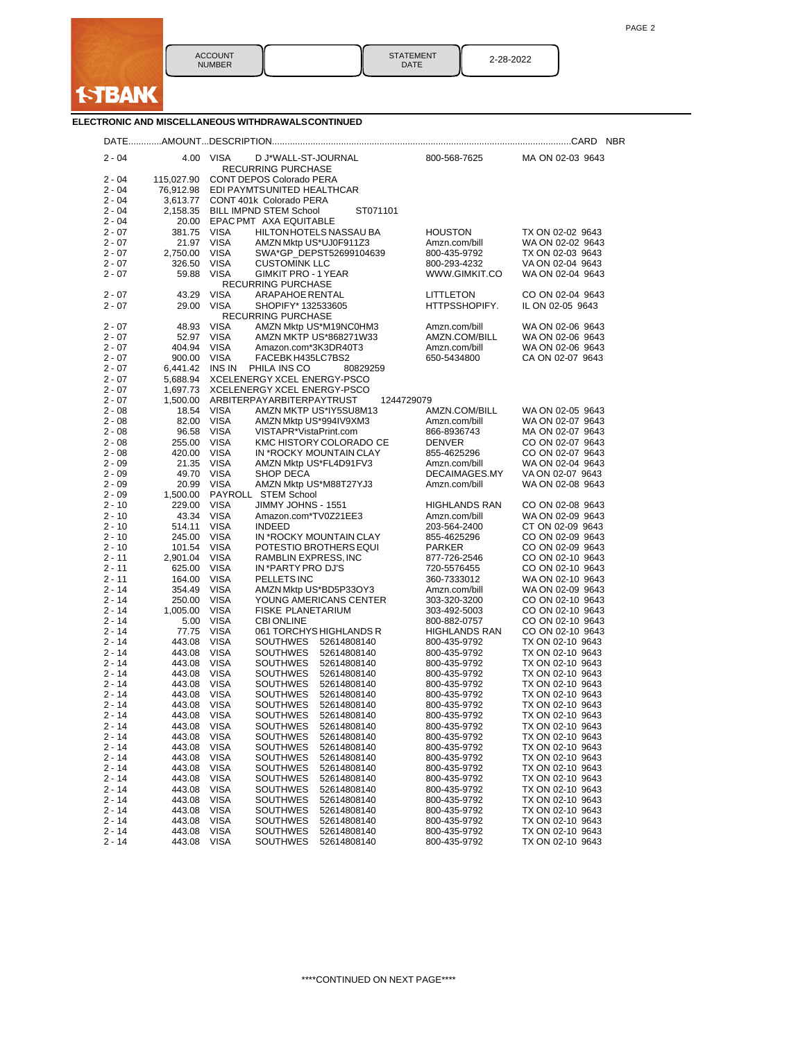1STBANK

| ACCOUNT NUMBER | | STATEMENT DATE | 2-28-2022 |
|---|---|---|---|

## ELECTRONIC AND MISCELLANEOUS WITHDRAWALS CONTINUED

| DATE | AMOUNT | DESCRIPTION | | | CARD NBR |
|---|---|---|---|---|---|
| 2 - 04 | 4.00 | VISA | D J*WALL-ST-JOURNAL RECURRING PURCHASE | 800-568-7625 | MA ON 02-03 9643 |
| 2 - 04 | 115,027.90 | CONT DEPOS Colorado PERA | | | |
| 2 - 04 | 76,912.98 | EDI PAYMTS UNITED HEALTHCAR | | | |
| 2 - 04 | 3,613.77 | CONT 401k Colorado PERA | | | |
| 2 - 04 | 2,158.35 | BILL IMPND STEM School | ST071101 | | |
| 2 - 04 | 20.00 | EPAC PMT AXA EQUITABLE | | | |
| 2 - 07 | 381.75 | VISA | HILTON HOTELS NASSAU BA | HOUSTON | TX ON 02-02 9643 |
| 2 - 07 | 21.97 | VISA | AMZN Mktp US*UJ0F911Z3 | Amzn.com/bill | WA ON 02-02 9643 |
| 2 - 07 | 2,750.00 | VISA | SWA*GP_DEPST52699104639 | 800-435-9792 | TX ON 02-03 9643 |
| 2 - 07 | 326.50 | VISA | CUSTOMINK LLC | 800-293-4232 | VA ON 02-04 9643 |
| 2 - 07 | 59.88 | VISA | GIMKIT PRO - 1 YEAR RECURRING PURCHASE | WWW.GIMKIT.CO | WA ON 02-04 9643 |
| 2 - 07 | 43.29 | VISA | ARAPAHOE RENTAL | LITTLETON | CO ON 02-04 9643 |
| 2 - 07 | 29.00 | VISA | SHOPIFY* 132533605 RECURRING PURCHASE | HTTPSSHOPIFY. | IL ON 02-05 9643 |
| 2 - 07 | 48.93 | VISA | AMZN Mktp US*M19NC0HM3 | Amzn.com/bill | WA ON 02-06 9643 |
| 2 - 07 | 52.97 | VISA | AMZN MKTP US*868271W33 | AMZN.COM/BILL | WA ON 02-06 9643 |
| 2 - 07 | 404.94 | VISA | Amazon.com*3K3DR40T3 | Amzn.com/bill | WA ON 02-06 9643 |
| 2 - 07 | 900.00 | VISA | FACEBK H435LC7BS2 | 650-5434800 | CA ON 02-07 9643 |
| 2 - 07 | 6,441.42 | INS IN | PHILA INS CO 80829259 | | |
| 2 - 07 | 5,688.94 | XCELENERGY XCEL ENERGY-PSCO | | | |
| 2 - 07 | 1,697.73 | XCELENERGY XCEL ENERGY-PSCO | | | |
| 2 - 07 | 1,500.00 | ARBITERPAYARBITERPAYTRUST | 1244729079 | | |
| 2 - 08 | 18.54 | VISA | AMZN MKTP US*IY5SU8M13 | AMZN.COM/BILL | WA ON 02-05 9643 |
| 2 - 08 | 82.00 | VISA | AMZN Mktp US*994IV9XM3 | Amzn.com/bill | WA ON 02-07 9643 |
| 2 - 08 | 96.58 | VISA | VISTAPR*VistaPrint.com | 866-8936743 | MA ON 02-07 9643 |
| 2 - 08 | 255.00 | VISA | KMC HISTORY COLORADO CE | DENVER | CO ON 02-07 9643 |
| 2 - 08 | 420.00 | VISA | IN *ROCKY MOUNTAIN CLAY | 855-4625296 | CO ON 02-07 9643 |
| 2 - 09 | 21.35 | VISA | AMZN Mktp US*FL4D91FV3 | Amzn.com/bill | WA ON 02-04 9643 |
| 2 - 09 | 49.70 | VISA | SHOP DECA | DECAIMAGES.MY | VA ON 02-07 9643 |
| 2 - 09 | 20.99 | VISA | AMZN Mktp US*M88T27YJ3 | Amzn.com/bill | WA ON 02-08 9643 |
| 2 - 09 | 1,500.00 | PAYROLL | STEM School | | |
| 2 - 10 | 229.00 | VISA | JIMMY JOHNS - 1551 | HIGHLANDS RAN | CO ON 02-08 9643 |
| 2 - 10 | 43.34 | VISA | Amazon.com*TV0Z21EE3 | Amzn.com/bill | WA ON 02-09 9643 |
| 2 - 10 | 514.11 | VISA | INDEED | 203-564-2400 | CT ON 02-09 9643 |
| 2 - 10 | 245.00 | VISA | IN *ROCKY MOUNTAIN CLAY | 855-4625296 | CO ON 02-09 9643 |
| 2 - 10 | 101.54 | VISA | POTESTIO BROTHERS EQUI | PARKER | CO ON 02-09 9643 |
| 2 - 11 | 2,901.04 | VISA | RAMBLIN EXPRESS, INC | 877-726-2546 | CO ON 02-10 9643 |
| 2 - 11 | 625.00 | VISA | IN *PARTY PRO DJ'S | 720-5576455 | CO ON 02-10 9643 |
| 2 - 11 | 164.00 | VISA | PELLETS INC | 360-7333012 | WA ON 02-10 9643 |
| 2 - 14 | 354.49 | VISA | AMZN Mktp US*BD5P33OY3 | Amzn.com/bill | WA ON 02-09 9643 |
| 2 - 14 | 250.00 | VISA | YOUNG AMERICANS CENTER | 303-320-3200 | CO ON 02-10 9643 |
| 2 - 14 | 1,005.00 | VISA | FISKE PLANETARIUM | 303-492-5003 | CO ON 02-10 9643 |
| 2 - 14 | 5.00 | VISA | CBI ONLINE | 800-882-0757 | CO ON 02-10 9643 |
| 2 - 14 | 77.75 | VISA | 061 TORCHYS HIGHLANDS R | HIGHLANDS RAN | CO ON 02-10 9643 |
| 2 - 14 | 443.08 | VISA | SOUTHWES 52614808140 | 800-435-9792 | TX ON 02-10 9643 |
| 2 - 14 | 443.08 | VISA | SOUTHWES 52614808140 | 800-435-9792 | TX ON 02-10 9643 |
| 2 - 14 | 443.08 | VISA | SOUTHWES 52614808140 | 800-435-9792 | TX ON 02-10 9643 |
| 2 - 14 | 443.08 | VISA | SOUTHWES 52614808140 | 800-435-9792 | TX ON 02-10 9643 |
| 2 - 14 | 443.08 | VISA | SOUTHWES 52614808140 | 800-435-9792 | TX ON 02-10 9643 |
| 2 - 14 | 443.08 | VISA | SOUTHWES 52614808140 | 800-435-9792 | TX ON 02-10 9643 |
| 2 - 14 | 443.08 | VISA | SOUTHWES 52614808140 | 800-435-9792 | TX ON 02-10 9643 |
| 2 - 14 | 443.08 | VISA | SOUTHWES 52614808140 | 800-435-9792 | TX ON 02-10 9643 |
| 2 - 14 | 443.08 | VISA | SOUTHWES 52614808140 | 800-435-9792 | TX ON 02-10 9643 |
| 2 - 14 | 443.08 | VISA | SOUTHWES 52614808140 | 800-435-9792 | TX ON 02-10 9643 |
| 2 - 14 | 443.08 | VISA | SOUTHWES 52614808140 | 800-435-9792 | TX ON 02-10 9643 |
| 2 - 14 | 443.08 | VISA | SOUTHWES 52614808140 | 800-435-9792 | TX ON 02-10 9643 |
| 2 - 14 | 443.08 | VISA | SOUTHWES 52614808140 | 800-435-9792 | TX ON 02-10 9643 |
| 2 - 14 | 443.08 | VISA | SOUTHWES 52614808140 | 800-435-9792 | TX ON 02-10 9643 |
| 2 - 14 | 443.08 | VISA | SOUTHWES 52614808140 | 800-435-9792 | TX ON 02-10 9643 |
| 2 - 14 | 443.08 | VISA | SOUTHWES 52614808140 | 800-435-9792 | TX ON 02-10 9643 |
| 2 - 14 | 443.08 | VISA | SOUTHWES 52614808140 | 800-435-9792 | TX ON 02-10 9643 |
| 2 - 14 | 443.08 | VISA | SOUTHWES 52614808140 | 800-435-9792 | TX ON 02-10 9643 |
| 2 - 14 | 443.08 | VISA | SOUTHWES 52614808140 | 800-435-9792 | TX ON 02-10 9643 |
| 2 - 14 | 443.08 | VISA | SOUTHWES 52614808140 | 800-435-9792 | TX ON 02-10 9643 |

\*\*\*\*CONTINUED ON NEXT PAGE\*\*\*\*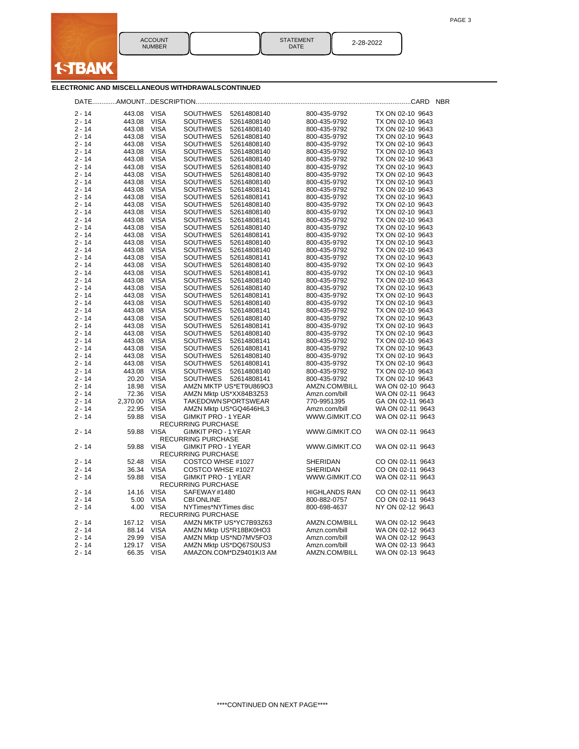ACCOUNT NUMBER | | STATEMENT DATE | 2-28-2022

1STBANK

## ELECTRONIC AND MISCELLANEOUS WITHDRAWALS CONTINUED

| DATE | AMOUNT | DESCRIPTION | | | | CARD NBR |
|---|---|---|---|---|---|---|
| 2 - 14 | 443.08 | VISA | SOUTHWES 52614808140 | 800-435-9792 | TX ON 02-10 | 9643 |
| 2 - 14 | 443.08 | VISA | SOUTHWES 52614808140 | 800-435-9792 | TX ON 02-10 | 9643 |
| 2 - 14 | 443.08 | VISA | SOUTHWES 52614808140 | 800-435-9792 | TX ON 02-10 | 9643 |
| 2 - 14 | 443.08 | VISA | SOUTHWES 52614808140 | 800-435-9792 | TX ON 02-10 | 9643 |
| 2 - 14 | 443.08 | VISA | SOUTHWES 52614808140 | 800-435-9792 | TX ON 02-10 | 9643 |
| 2 - 14 | 443.08 | VISA | SOUTHWES 52614808140 | 800-435-9792 | TX ON 02-10 | 9643 |
| 2 - 14 | 443.08 | VISA | SOUTHWES 52614808140 | 800-435-9792 | TX ON 02-10 | 9643 |
| 2 - 14 | 443.08 | VISA | SOUTHWES 52614808140 | 800-435-9792 | TX ON 02-10 | 9643 |
| 2 - 14 | 443.08 | VISA | SOUTHWES 52614808140 | 800-435-9792 | TX ON 02-10 | 9643 |
| 2 - 14 | 443.08 | VISA | SOUTHWES 52614808140 | 800-435-9792 | TX ON 02-10 | 9643 |
| 2 - 14 | 443.08 | VISA | SOUTHWES 52614808141 | 800-435-9792 | TX ON 02-10 | 9643 |
| 2 - 14 | 443.08 | VISA | SOUTHWES 52614808141 | 800-435-9792 | TX ON 02-10 | 9643 |
| 2 - 14 | 443.08 | VISA | SOUTHWES 52614808140 | 800-435-9792 | TX ON 02-10 | 9643 |
| 2 - 14 | 443.08 | VISA | SOUTHWES 52614808140 | 800-435-9792 | TX ON 02-10 | 9643 |
| 2 - 14 | 443.08 | VISA | SOUTHWES 52614808141 | 800-435-9792 | TX ON 02-10 | 9643 |
| 2 - 14 | 443.08 | VISA | SOUTHWES 52614808140 | 800-435-9792 | TX ON 02-10 | 9643 |
| 2 - 14 | 443.08 | VISA | SOUTHWES 52614808141 | 800-435-9792 | TX ON 02-10 | 9643 |
| 2 - 14 | 443.08 | VISA | SOUTHWES 52614808140 | 800-435-9792 | TX ON 02-10 | 9643 |
| 2 - 14 | 443.08 | VISA | SOUTHWES 52614808140 | 800-435-9792 | TX ON 02-10 | 9643 |
| 2 - 14 | 443.08 | VISA | SOUTHWES 52614808141 | 800-435-9792 | TX ON 02-10 | 9643 |
| 2 - 14 | 443.08 | VISA | SOUTHWES 52614808140 | 800-435-9792 | TX ON 02-10 | 9643 |
| 2 - 14 | 443.08 | VISA | SOUTHWES 52614808141 | 800-435-9792 | TX ON 02-10 | 9643 |
| 2 - 14 | 443.08 | VISA | SOUTHWES 52614808140 | 800-435-9792 | TX ON 02-10 | 9643 |
| 2 - 14 | 443.08 | VISA | SOUTHWES 52614808140 | 800-435-9792 | TX ON 02-10 | 9643 |
| 2 - 14 | 443.08 | VISA | SOUTHWES 52614808141 | 800-435-9792 | TX ON 02-10 | 9643 |
| 2 - 14 | 443.08 | VISA | SOUTHWES 52614808140 | 800-435-9792 | TX ON 02-10 | 9643 |
| 2 - 14 | 443.08 | VISA | SOUTHWES 52614808141 | 800-435-9792 | TX ON 02-10 | 9643 |
| 2 - 14 | 443.08 | VISA | SOUTHWES 52614808140 | 800-435-9792 | TX ON 02-10 | 9643 |
| 2 - 14 | 443.08 | VISA | SOUTHWES 52614808141 | 800-435-9792 | TX ON 02-10 | 9643 |
| 2 - 14 | 443.08 | VISA | SOUTHWES 52614808140 | 800-435-9792 | TX ON 02-10 | 9643 |
| 2 - 14 | 443.08 | VISA | SOUTHWES 52614808140 | 800-435-9792 | TX ON 02-10 | 9643 |
| 2 - 14 | 443.08 | VISA | SOUTHWES 52614808141 | 800-435-9792 | TX ON 02-10 | 9643 |
| 2 - 14 | 443.08 | VISA | SOUTHWES 52614808140 | 800-435-9792 | TX ON 02-10 | 9643 |
| 2 - 14 | 443.08 | VISA | SOUTHWES 52614808141 | 800-435-9792 | TX ON 02-10 | 9643 |
| 2 - 14 | 443.08 | VISA | SOUTHWES 52614808140 | 800-435-9792 | TX ON 02-10 | 9643 |
| 2 - 14 | 20.20 | VISA | SOUTHWES 52614808141 | 800-435-9792 | TX ON 02-10 | 9643 |
| 2 - 14 | 18.98 | VISA | AMZN MKTP US*ET9U869O3 | AMZN.COM/BILL | WA ON 02-10 | 9643 |
| 2 - 14 | 72.36 | VISA | AMZN Mktp US*XX84B3Z53 | Amzn.com/bill | WA ON 02-11 | 9643 |
| 2 - 14 | 2,370.00 | VISA | TAKEDOWNSPORTSWEAR | 770-9951395 | GA ON 02-11 | 9643 |
| 2 - 14 | 22.95 | VISA | AMZN Mktp US*GQ4646HL3 | Amzn.com/bill | WA ON 02-11 | 9643 |
| 2 - 14 | 59.88 | VISA | GIMKIT PRO - 1 YEAR<br>RECURRING PURCHASE | WWW.GIMKIT.CO | WA ON 02-11 | 9643 |
| 2 - 14 | 59.88 | VISA | GIMKIT PRO - 1 YEAR<br>RECURRING PURCHASE | WWW.GIMKIT.CO | WA ON 02-11 | 9643 |
| 2 - 14 | 59.88 | VISA | GIMKIT PRO - 1 YEAR<br>RECURRING PURCHASE | WWW.GIMKIT.CO | WA ON 02-11 | 9643 |
| 2 - 14 | 52.48 | VISA | COSTCO WHSE #1027 | SHERIDAN | CO ON 02-11 | 9643 |
| 2 - 14 | 36.34 | VISA | COSTCO WHSE #1027 | SHERIDAN | CO ON 02-11 | 9643 |
| 2 - 14 | 59.88 | VISA | GIMKIT PRO - 1 YEAR<br>RECURRING PURCHASE | WWW.GIMKIT.CO | WA ON 02-11 | 9643 |
| 2 - 14 | 14.16 | VISA | SAFEWAY #1480 | HIGHLANDS RAN | CO ON 02-11 | 9643 |
| 2 - 14 | 5.00 | VISA | CBI ONLINE | 800-882-0757 | CO ON 02-11 | 9643 |
| 2 - 14 | 4.00 | VISA | NYTimes*NYTimes disc<br>RECURRING PURCHASE | 800-698-4637 | NY ON 02-12 | 9643 |
| 2 - 14 | 167.12 | VISA | AMZN MKTP US*YC7B93Z63 | AMZN.COM/BILL | WA ON 02-12 | 9643 |
| 2 - 14 | 88.14 | VISA | AMZN Mktp US*R18BK0HO3 | Amzn.com/bill | WA ON 02-12 | 9643 |
| 2 - 14 | 29.99 | VISA | AMZN Mktp US*ND7MV5FO3 | Amzn.com/bill | WA ON 02-12 | 9643 |
| 2 - 14 | 129.17 | VISA | AMZN Mktp US*DQ67S0US3 | Amzn.com/bill | WA ON 02-13 | 9643 |
| 2 - 14 | 66.35 | VISA | AMAZON.COM*DZ9401KI3 AM | AMZN.COM/BILL | WA ON 02-13 | 9643 |

****CONTINUED ON NEXT PAGE****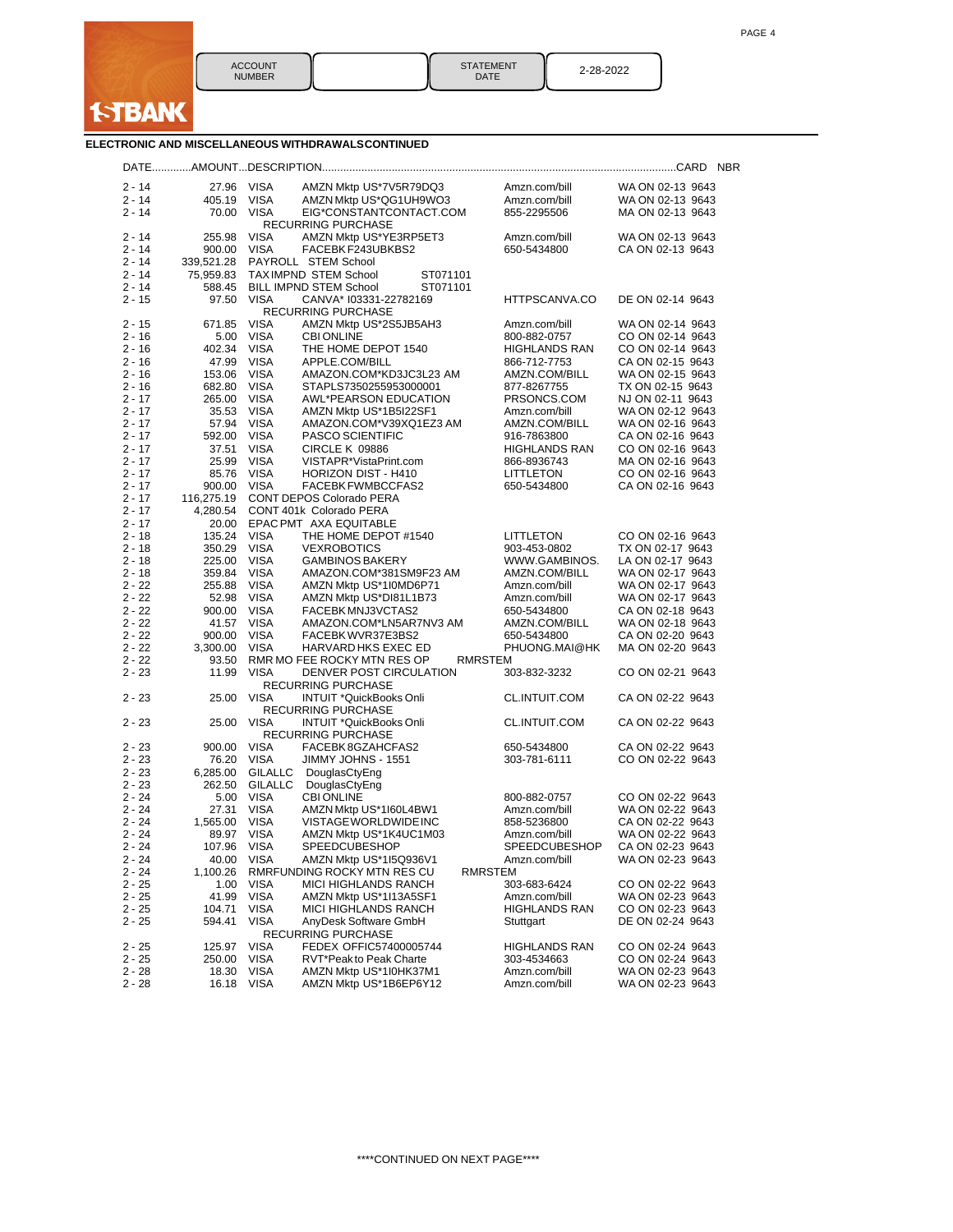**1STBANK**

| ACCOUNT NUMBER | | STATEMENT DATE | 2-28-2022 |
|---|---|---|---|

## ELECTRONIC AND MISCELLANEOUS WITHDRAWALS CONTINUED

| DATE | AMOUNT | DESCRIPTION | | | CARD NBR |
|---|---|---|---|---|---|
| 2 - 14 | 27.96 | VISA | AMZN Mktp US*7V5R79DQ3 | Amzn.com/bill | WA ON 02-13 9643 |
| 2 - 14 | 405.19 | VISA | AMZN Mktp US*QG1UH9WO3 | Amzn.com/bill | WA ON 02-13 9643 |
| 2 - 14 | 70.00 | VISA | EIG*CONSTANTCONTACT.COM RECURRING PURCHASE | 855-2295506 | MA ON 02-13 9643 |
| 2 - 14 | 255.98 | VISA | AMZN Mktp US*YE3RP5ET3 | Amzn.com/bill | WA ON 02-13 9643 |
| 2 - 14 | 900.00 | VISA | FACEBK F243UBKBS2 | 650-5434800 | CA ON 02-13 9643 |
| 2 - 14 | 339,521.28 | PAYROLL | STEM School | | |
| 2 - 14 | 75,959.83 | TAX IMPND | STEM School ST071101 | | |
| 2 - 14 | 588.45 | BILL IMPND | STEM School ST071101 | | |
| 2 - 15 | 97.50 | VISA | CANVA* I03331-22782169 RECURRING PURCHASE | HTTPSCANVA.CO | DE ON 02-14 9643 |
| 2 - 15 | 671.85 | VISA | AMZN Mktp US*2S5JB5AH3 | Amzn.com/bill | WA ON 02-14 9643 |
| 2 - 16 | 5.00 | VISA | CBI ONLINE | 800-882-0757 | CO ON 02-14 9643 |
| 2 - 16 | 402.34 | VISA | THE HOME DEPOT 1540 | HIGHLANDS RAN | CO ON 02-14 9643 |
| 2 - 16 | 47.99 | VISA | APPLE.COM/BILL | 866-712-7753 | CA ON 02-15 9643 |
| 2 - 16 | 153.06 | VISA | AMAZON.COM*KD3JC3L23 AM | AMZN.COM/BILL | WA ON 02-15 9643 |
| 2 - 16 | 682.80 | VISA | STAPLS7350255953000001 | 877-8267755 | TX ON 02-15 9643 |
| 2 - 17 | 265.00 | VISA | AWL*PEARSON EDUCATION | PRSONCS.COM | NJ ON 02-11 9643 |
| 2 - 17 | 35.53 | VISA | AMZN Mktp US*1B5I22SF1 | Amzn.com/bill | WA ON 02-12 9643 |
| 2 - 17 | 57.94 | VISA | AMAZON.COM*V39XQ1EZ3 AM | AMZN.COM/BILL | WA ON 02-16 9643 |
| 2 - 17 | 592.00 | VISA | PASCO SCIENTIFIC | 916-7863800 | CA ON 02-16 9643 |
| 2 - 17 | 37.51 | VISA | CIRCLE K 09886 | HIGHLANDS RAN | CO ON 02-16 9643 |
| 2 - 17 | 25.99 | VISA | VISTAPR*VistaPrint.com | 866-8936743 | MA ON 02-16 9643 |
| 2 - 17 | 85.76 | VISA | HORIZON DIST - H410 | LITTLETON | CO ON 02-16 9643 |
| 2 - 17 | 900.00 | VISA | FACEBK FWMBCCFAS2 | 650-5434800 | CA ON 02-16 9643 |
| 2 - 17 | 116,275.19 | CONT DEPOS | Colorado PERA | | |
| 2 - 17 | 4,280.54 | CONT 401k | Colorado PERA | | |
| 2 - 17 | 20.00 | EPAC PMT | AXA EQUITABLE | | |
| 2 - 18 | 135.24 | VISA | THE HOME DEPOT #1540 | LITTLETON | CO ON 02-16 9643 |
| 2 - 18 | 350.29 | VISA | VEXROBOTICS | 903-453-0802 | TX ON 02-17 9643 |
| 2 - 18 | 225.00 | VISA | GAMBINOS BAKERY | WWW.GAMBINOS. | LA ON 02-17 9643 |
| 2 - 18 | 359.84 | VISA | AMAZON.COM*381SM9F23 AM | AMZN.COM/BILL | WA ON 02-17 9643 |
| 2 - 22 | 255.88 | VISA | AMZN Mktp US*1I0MD6P71 | Amzn.com/bill | WA ON 02-17 9643 |
| 2 - 22 | 52.98 | VISA | AMZN Mktp US*DI81L1B73 | Amzn.com/bill | WA ON 02-17 9643 |
| 2 - 22 | 900.00 | VISA | FACEBK MNJ3VCTAS2 | 650-5434800 | CA ON 02-18 9643 |
| 2 - 22 | 41.57 | VISA | AMAZON.COM*LN5AR7NV3 AM | AMZN.COM/BILL | WA ON 02-18 9643 |
| 2 - 22 | 900.00 | VISA | FACEBK WVR37E3BS2 | 650-5434800 | CA ON 02-20 9643 |
| 2 - 22 | 3,300.00 | VISA | HARVARD HKS EXEC ED | PHUONG.MAI@HK | MA ON 02-20 9643 |
| 2 - 22 | 93.50 | RMR MO FEE | ROCKY MTN RES OP RMRSTEM | | |
| 2 - 23 | 11.99 | VISA | DENVER POST CIRCULATION RECURRING PURCHASE | 303-832-3232 | CO ON 02-21 9643 |
| 2 - 23 | 25.00 | VISA | INTUIT *QuickBooks Onli RECURRING PURCHASE | CL.INTUIT.COM | CA ON 02-22 9643 |
| 2 - 23 | 25.00 | VISA | INTUIT *QuickBooks Onli RECURRING PURCHASE | CL.INTUIT.COM | CA ON 02-22 9643 |
| 2 - 23 | 900.00 | VISA | FACEBK 8GZAHCFAS2 | 650-5434800 | CA ON 02-22 9643 |
| 2 - 23 | 76.20 | VISA | JIMMY JOHNS - 1551 | 303-781-6111 | CO ON 02-22 9643 |
| 2 - 23 | 6,285.00 | GILALLC | DouglasCtyEng | | |
| 2 - 23 | 262.50 | GILALLC | DouglasCtyEng | | |
| 2 - 24 | 5.00 | VISA | CBI ONLINE | 800-882-0757 | CO ON 02-22 9643 |
| 2 - 24 | 27.31 | VISA | AMZN Mktp US*1I60L4BW1 | Amzn.com/bill | WA ON 02-22 9643 |
| 2 - 24 | 1,565.00 | VISA | VISTAGEWORLDWIDEINC | 858-5236800 | CA ON 02-22 9643 |
| 2 - 24 | 89.97 | VISA | AMZN Mktp US*1K4UC1M03 | Amzn.com/bill | WA ON 02-22 9643 |
| 2 - 24 | 107.96 | VISA | SPEEDCUBESHOP | SPEEDCUBESHOP | CA ON 02-23 9643 |
| 2 - 24 | 40.00 | VISA | AMZN Mktp US*1I5Q936V1 | Amzn.com/bill | WA ON 02-23 9643 |
| 2 - 24 | 1,100.26 | RMRFUNDING | ROCKY MTN RES CU RMRSTEM | | |
| 2 - 25 | 1.00 | VISA | MICI HIGHLANDS RANCH | 303-683-6424 | CO ON 02-22 9643 |
| 2 - 25 | 41.99 | VISA | AMZN Mktp US*1I13A5SF1 | Amzn.com/bill | WA ON 02-23 9643 |
| 2 - 25 | 104.71 | VISA | MICI HIGHLANDS RANCH | HIGHLANDS RAN | CO ON 02-23 9643 |
| 2 - 25 | 594.41 | VISA | AnyDesk Software GmbH RECURRING PURCHASE | Stuttgart | DE ON 02-24 9643 |
| 2 - 25 | 125.97 | VISA | FEDEX OFFIC57400005744 | HIGHLANDS RAN | CO ON 02-24 9643 |
| 2 - 25 | 250.00 | VISA | RVT*Peak to Peak Charte | 303-4534663 | CO ON 02-24 9643 |
| 2 - 28 | 18.30 | VISA | AMZN Mktp US*1I0HK37M1 | Amzn.com/bill | WA ON 02-23 9643 |
| 2 - 28 | 16.18 | VISA | AMZN Mktp US*1B6EP6Y12 | Amzn.com/bill | WA ON 02-23 9643 |

****CONTINUED ON NEXT PAGE****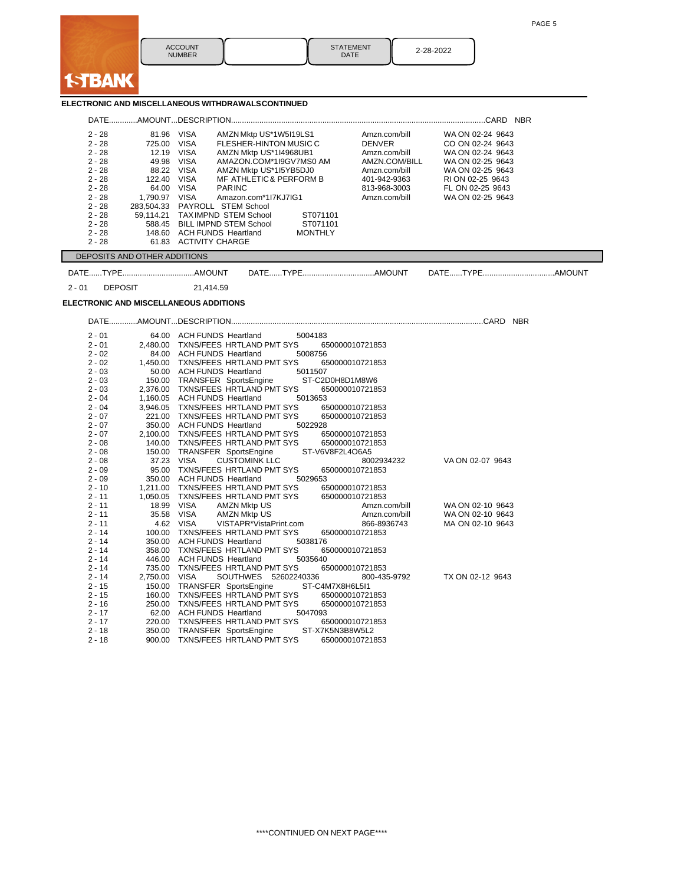1STBANK

| ACCOUNT NUMBER | | STATEMENT DATE | 2-28-2022 |
|---|---|---|---|

### ELECTRONIC AND MISCELLANEOUS WITHDRAWALS CONTINUED

| DATE | AMOUNT | DESCRIPTION | | | | CARD NBR |
|---|---|---|---|---|---|---|
| 2 - 28 | 81.96 | VISA | AMZN Mktp US*1W5I19LS1 | Amzn.com/bill | WA ON 02-24 | 9643 |
| 2 - 28 | 725.00 | VISA | FLESHER-HINTON MUSIC C | DENVER | CO ON 02-24 | 9643 |
| 2 - 28 | 12.19 | VISA | AMZN Mktp US*1I4968UB1 | Amzn.com/bill | WA ON 02-24 | 9643 |
| 2 - 28 | 49.98 | VISA | AMAZON.COM*1I9GV7MS0 AM | AMZN.COM/BILL | WA ON 02-25 | 9643 |
| 2 - 28 | 88.22 | VISA | AMZN Mktp US*1I5YB5DJ0 | Amzn.com/bill | WA ON 02-25 | 9643 |
| 2 - 28 | 122.40 | VISA | MF ATHLETIC & PERFORM B | 401-942-9363 | RI ON 02-25 | 9643 |
| 2 - 28 | 64.00 | VISA | PARINC | 813-968-3003 | FL ON 02-25 | 9643 |
| 2 - 28 | 1,790.97 | VISA | Amazon.com*1I7KJ7IG1 | Amzn.com/bill | WA ON 02-25 | 9643 |
| 2 - 28 | 283,504.33 | PAYROLL STEM School | | | | |
| 2 - 28 | 59,114.21 | TAX IMPND STEM School | ST071101 | | | |
| 2 - 28 | 588.45 | BILL IMPND STEM School | ST071101 | | | |
| 2 - 28 | 148.60 | ACH FUNDS Heartland | MONTHLY | | | |
| 2 - 28 | 61.83 | ACTIVITY CHARGE | | | | |

### DEPOSITS AND OTHER ADDITIONS

| DATE | TYPE | AMOUNT | DATE | TYPE | AMOUNT | DATE | TYPE | AMOUNT |
|---|---|---|---|---|---|---|---|---|
| 2 - 01 | DEPOSIT | 21,414.59 | | | | | | |

### ELECTRONIC AND MISCELLANEOUS ADDITIONS

| DATE | AMOUNT | DESCRIPTION | | | | CARD NBR |
|---|---|---|---|---|---|---|
| 2 - 01 | 64.00 | ACH FUNDS Heartland | 5004183 | | | |
| 2 - 01 | 2,480.00 | TXNS/FEES HRTLAND PMT SYS | 650000010721853 | | | |
| 2 - 02 | 84.00 | ACH FUNDS Heartland | 5008756 | | | |
| 2 - 02 | 1,450.00 | TXNS/FEES HRTLAND PMT SYS | 650000010721853 | | | |
| 2 - 03 | 50.00 | ACH FUNDS Heartland | 5011507 | | | |
| 2 - 03 | 150.00 | TRANSFER SportsEngine | ST-C2D0H8D1M8W6 | | | |
| 2 - 03 | 2,376.00 | TXNS/FEES HRTLAND PMT SYS | 650000010721853 | | | |
| 2 - 04 | 1,160.05 | ACH FUNDS Heartland | 5013653 | | | |
| 2 - 04 | 3,946.05 | TXNS/FEES HRTLAND PMT SYS | 650000010721853 | | | |
| 2 - 07 | 221.00 | TXNS/FEES HRTLAND PMT SYS | 650000010721853 | | | |
| 2 - 07 | 350.00 | ACH FUNDS Heartland | 5022928 | | | |
| 2 - 07 | 2,100.00 | TXNS/FEES HRTLAND PMT SYS | 650000010721853 | | | |
| 2 - 08 | 140.00 | TXNS/FEES HRTLAND PMT SYS | 650000010721853 | | | |
| 2 - 08 | 150.00 | TRANSFER SportsEngine | ST-V6V8F2L4O6A5 | | | |
| 2 - 08 | 37.23 | VISA | CUSTOMINK LLC | 8002934232 | VA ON 02-07 | 9643 |
| 2 - 09 | 95.00 | TXNS/FEES HRTLAND PMT SYS | 650000010721853 | | | |
| 2 - 09 | 350.00 | ACH FUNDS Heartland | 5029653 | | | |
| 2 - 10 | 1,211.00 | TXNS/FEES HRTLAND PMT SYS | 650000010721853 | | | |
| 2 - 11 | 1,050.05 | TXNS/FEES HRTLAND PMT SYS | 650000010721853 | | | |
| 2 - 11 | 18.99 | VISA | AMZN Mktp US | Amzn.com/bill | WA ON 02-10 | 9643 |
| 2 - 11 | 35.58 | VISA | AMZN Mktp US | Amzn.com/bill | WA ON 02-10 | 9643 |
| 2 - 11 | 4.62 | VISA | VISTAPR*VistaPrint.com | 866-8936743 | MA ON 02-10 | 9643 |
| 2 - 14 | 100.00 | TXNS/FEES HRTLAND PMT SYS | 650000010721853 | | | |
| 2 - 14 | 350.00 | ACH FUNDS Heartland | 5038176 | | | |
| 2 - 14 | 358.00 | TXNS/FEES HRTLAND PMT SYS | 650000010721853 | | | |
| 2 - 14 | 446.00 | ACH FUNDS Heartland | 5035640 | | | |
| 2 - 14 | 735.00 | TXNS/FEES HRTLAND PMT SYS | 650000010721853 | | | |
| 2 - 14 | 2,750.00 | VISA | SOUTHWES 52602240336 | 800-435-9792 | TX ON 02-12 | 9643 |
| 2 - 15 | 150.00 | TRANSFER SportsEngine | ST-C4M7X8H6L5I1 | | | |
| 2 - 15 | 160.00 | TXNS/FEES HRTLAND PMT SYS | 650000010721853 | | | |
| 2 - 16 | 250.00 | TXNS/FEES HRTLAND PMT SYS | 650000010721853 | | | |
| 2 - 17 | 62.00 | ACH FUNDS Heartland | 5047093 | | | |
| 2 - 17 | 220.00 | TXNS/FEES HRTLAND PMT SYS | 650000010721853 | | | |
| 2 - 18 | 350.00 | TRANSFER SportsEngine | ST-X7K5N3B8W5L2 | | | |
| 2 - 18 | 900.00 | TXNS/FEES HRTLAND PMT SYS | 650000010721853 | | | |

****CONTINUED ON NEXT PAGE****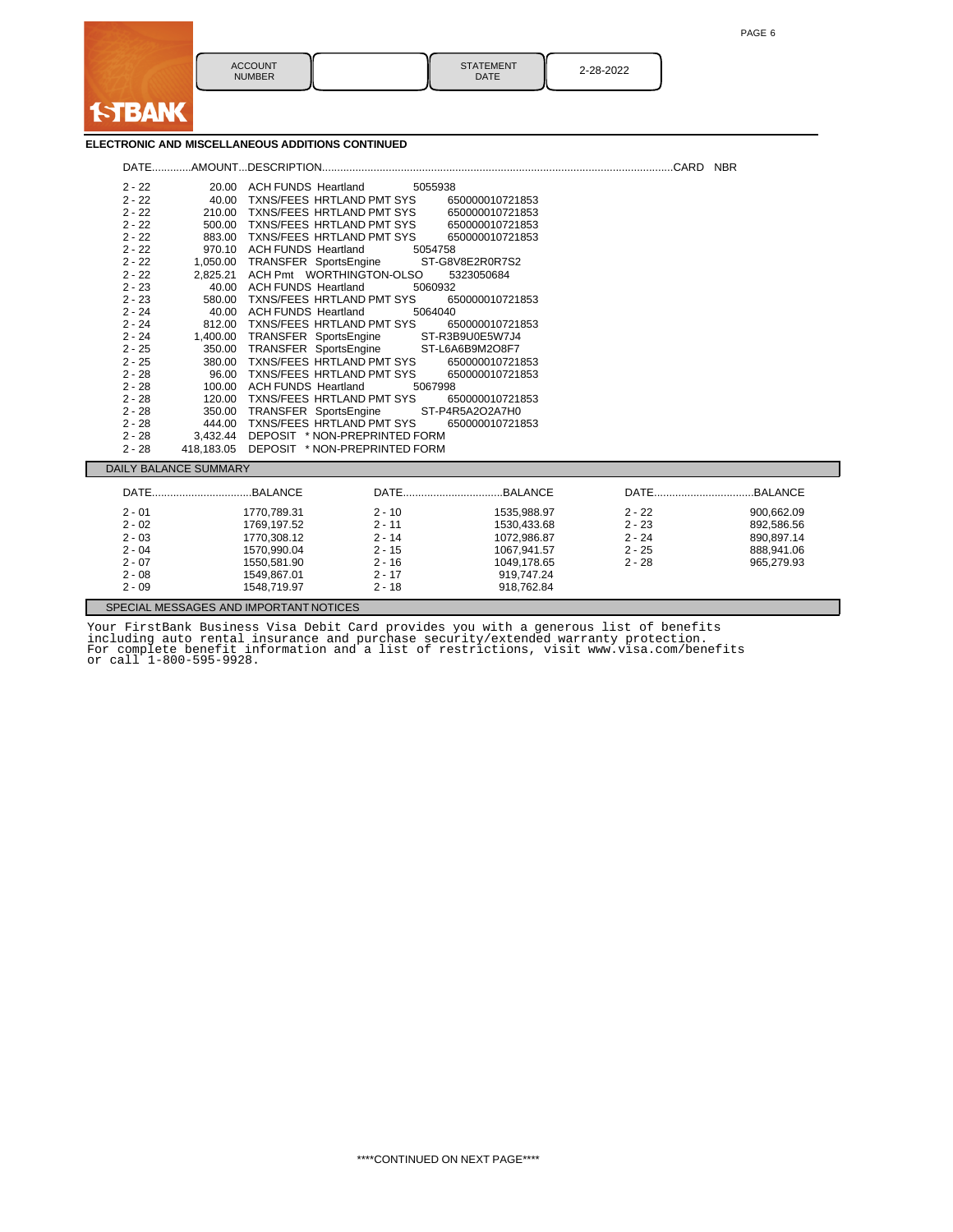| ACCOUNT NUMBER | | STATEMENT DATE | 2-28-2022 |
|---|---|---|---|

**ELECTRONIC AND MISCELLANEOUS ADDITIONS CONTINUED**

| DATE | AMOUNT | DESCRIPTION | CARD NBR |
|---|---|---|---|
| 2 - 22 | 20.00 | ACH FUNDS Heartland 5055938 | |
| 2 - 22 | 40.00 | TXNS/FEES HRTLAND PMT SYS 650000010721853 | |
| 2 - 22 | 210.00 | TXNS/FEES HRTLAND PMT SYS 650000010721853 | |
| 2 - 22 | 500.00 | TXNS/FEES HRTLAND PMT SYS 650000010721853 | |
| 2 - 22 | 883.00 | TXNS/FEES HRTLAND PMT SYS 650000010721853 | |
| 2 - 22 | 970.10 | ACH FUNDS Heartland 5054758 | |
| 2 - 22 | 1,050.00 | TRANSFER SportsEngine ST-G8V8E2R0R7S2 | |
| 2 - 22 | 2,825.21 | ACH Pmt WORTHINGTON-OLSO 5323050684 | |
| 2 - 23 | 40.00 | ACH FUNDS Heartland 5060932 | |
| 2 - 23 | 580.00 | TXNS/FEES HRTLAND PMT SYS 650000010721853 | |
| 2 - 24 | 40.00 | ACH FUNDS Heartland 5064040 | |
| 2 - 24 | 812.00 | TXNS/FEES HRTLAND PMT SYS 650000010721853 | |
| 2 - 24 | 1,400.00 | TRANSFER SportsEngine ST-R3B9U0E5W7J4 | |
| 2 - 25 | 350.00 | TRANSFER SportsEngine ST-L6A6B9M2O8F7 | |
| 2 - 25 | 380.00 | TXNS/FEES HRTLAND PMT SYS 650000010721853 | |
| 2 - 28 | 96.00 | TXNS/FEES HRTLAND PMT SYS 650000010721853 | |
| 2 - 28 | 100.00 | ACH FUNDS Heartland 5067998 | |
| 2 - 28 | 120.00 | TXNS/FEES HRTLAND PMT SYS 650000010721853 | |
| 2 - 28 | 350.00 | TRANSFER SportsEngine ST-P4R5A2O2A7H0 | |
| 2 - 28 | 444.00 | TXNS/FEES HRTLAND PMT SYS 650000010721853 | |
| 2 - 28 | 3,432.44 | DEPOSIT * NON-PREPRINTED FORM | |
| 2 - 28 | 418,183.05 | DEPOSIT * NON-PREPRINTED FORM | |

**DAILY BALANCE SUMMARY**

| DATE | BALANCE | DATE | BALANCE | DATE | BALANCE |
|---|---|---|---|---|---|
| 2 - 01 | 1770,789.31 | 2 - 10 | 1535,988.97 | 2 - 22 | 900,662.09 |
| 2 - 02 | 1769,197.52 | 2 - 11 | 1530,433.68 | 2 - 23 | 892,586.56 |
| 2 - 03 | 1770,308.12 | 2 - 14 | 1072,986.87 | 2 - 24 | 890,897.14 |
| 2 - 04 | 1570,990.04 | 2 - 15 | 1067,941.57 | 2 - 25 | 888,941.06 |
| 2 - 07 | 1550,581.90 | 2 - 16 | 1049,178.65 | 2 - 28 | 965,279.93 |
| 2 - 08 | 1549,867.01 | 2 - 17 | 919,747.24 | | |
| 2 - 09 | 1548,719.97 | 2 - 18 | 918,762.84 | | |

**SPECIAL MESSAGES AND IMPORTANT NOTICES**

Your FirstBank Business Visa Debit Card provides you with a generous list of benefits including auto rental insurance and purchase security/extended warranty protection. For complete benefit information and a list of restrictions, visit www.visa.com/benefits or call 1-800-595-9928.

****CONTINUED ON NEXT PAGE****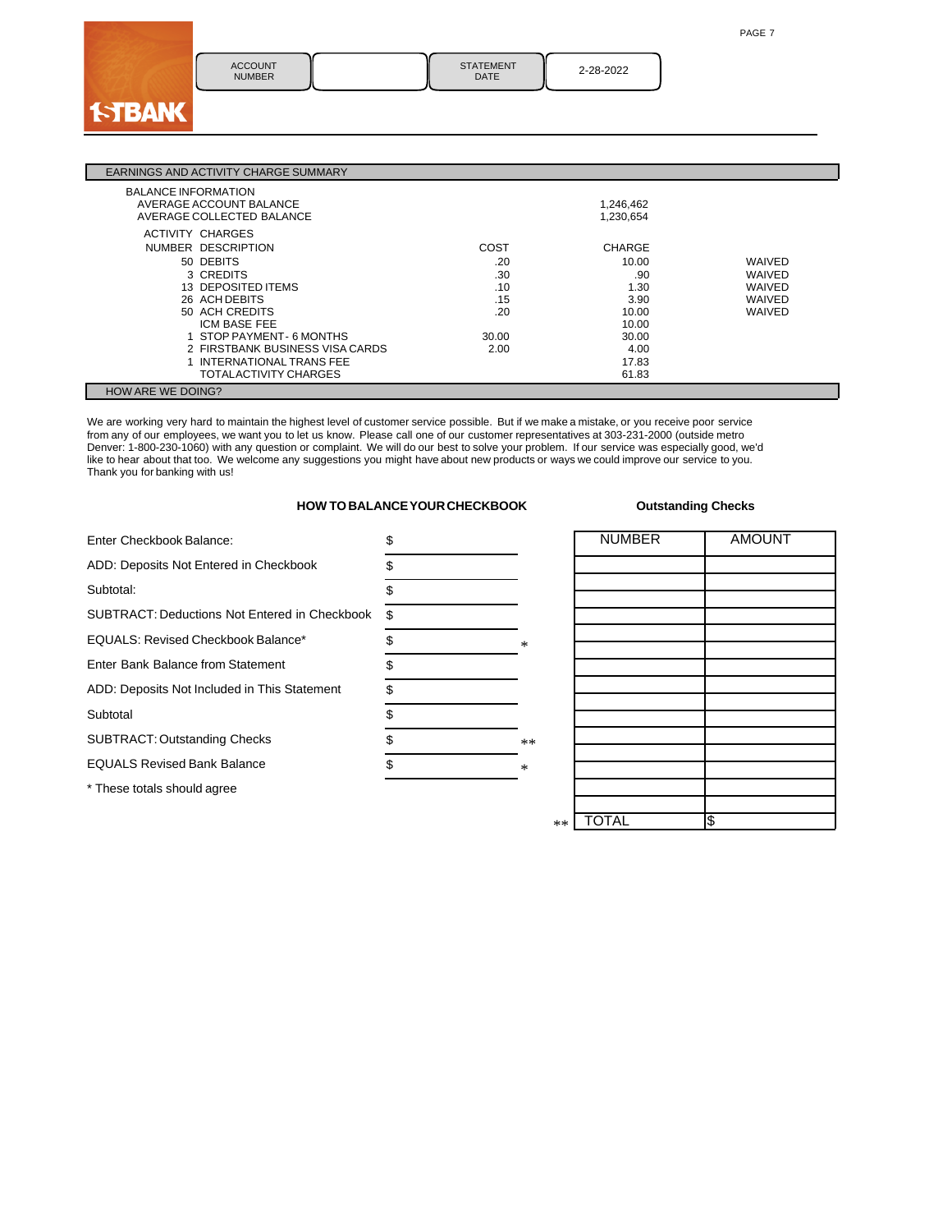1STBANK

| ACCOUNT NUMBER | | STATEMENT DATE | 2-28-2022 |
|---|---|---|---|

## EARNINGS AND ACTIVITY CHARGE SUMMARY

BALANCE INFORMATION

| | |
|---|---|
| AVERAGE ACCOUNT BALANCE | 1,246,462 |
| AVERAGE COLLECTED BALANCE | 1,230,654 |

ACTIVITY CHARGES

| NUMBER | DESCRIPTION | COST | CHARGE | |
|---|---|---|---|---|
| 50 | DEBITS | .20 | 10.00 | WAIVED |
| 3 | CREDITS | .30 | .90 | WAIVED |
| 13 | DEPOSITED ITEMS | .10 | 1.30 | WAIVED |
| 26 | ACH DEBITS | .15 | 3.90 | WAIVED |
| 50 | ACH CREDITS | .20 | 10.00 | WAIVED |
| | ICM BASE FEE | | 10.00 | |
| 1 | STOP PAYMENT- 6 MONTHS | 30.00 | 30.00 | |
| 2 | FIRSTBANK BUSINESS VISA CARDS | 2.00 | 4.00 | |
| 1 | INTERNATIONAL TRANS FEE | | 17.83 | |
| | TOTAL ACTIVITY CHARGES | | 61.83 | |

## HOW ARE WE DOING?

We are working very hard to maintain the highest level of customer service possible. But if we make a mistake, or you receive poor service from any of our employees, we want you to let us know. Please call one of our customer representatives at 303-231-2000 (outside metro Denver: 1-800-230-1060) with any question or complaint. We will do our best to solve your problem. If our service was especially good, we'd like to hear about that too. We welcome any suggestions you might have about new products or ways we could improve our service to you. Thank you for banking with us!

### HOW TO BALANCE YOUR CHECKBOOK

| | | |
|---|---|---|
| Enter Checkbook Balance: | $ | |
| ADD: Deposits Not Entered in Checkbook | $ | |
| Subtotal: | $ | |
| SUBTRACT: Deductions Not Entered in Checkbook | $ | |
| EQUALS: Revised Checkbook Balance* | $ | * |
| Enter Bank Balance from Statement | $ | |
| ADD: Deposits Not Included in This Statement | $ | |
| Subtotal | $ | |
| SUBTRACT: Outstanding Checks | $ | ** |
| EQUALS Revised Bank Balance | $ | * |

* These totals should agree

### Outstanding Checks

| NUMBER | AMOUNT |
|---|---|
| | |
| | |
| | |
| | |
| | |
| | |
| | |
| | |
| | |
| | |
| | |
| | |
| | |
| | |
| | |
| ** TOTAL | $ |